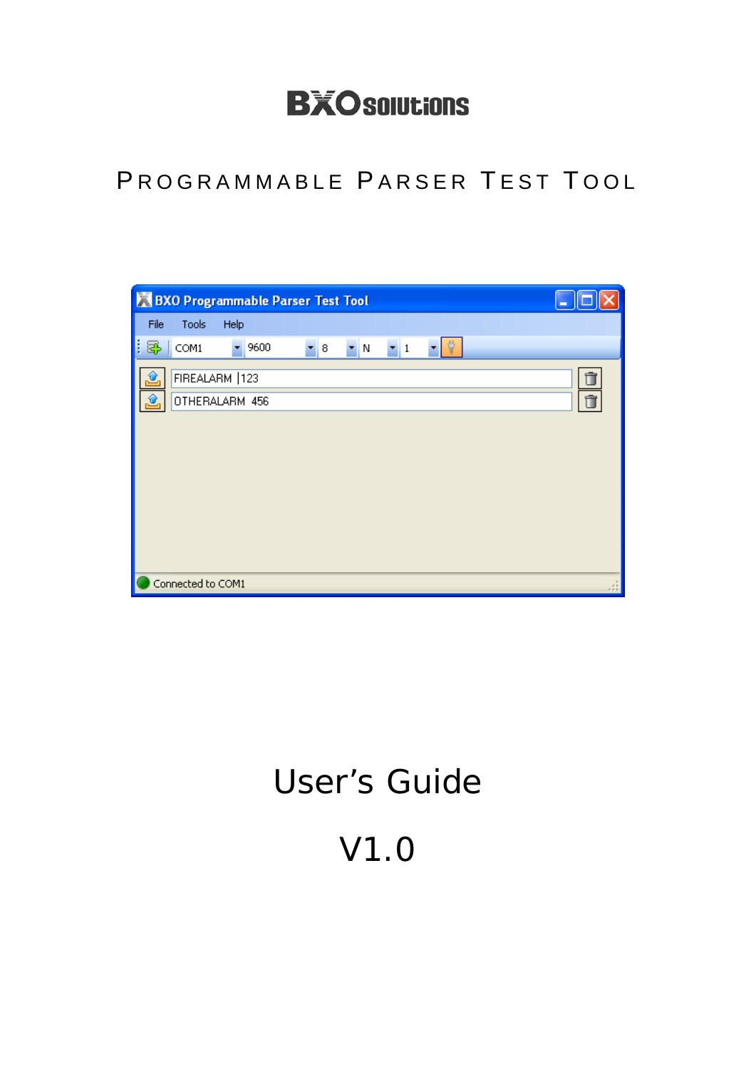BXO solutions

# Programmable Parser Test Tool

# User's Guide

# V1.0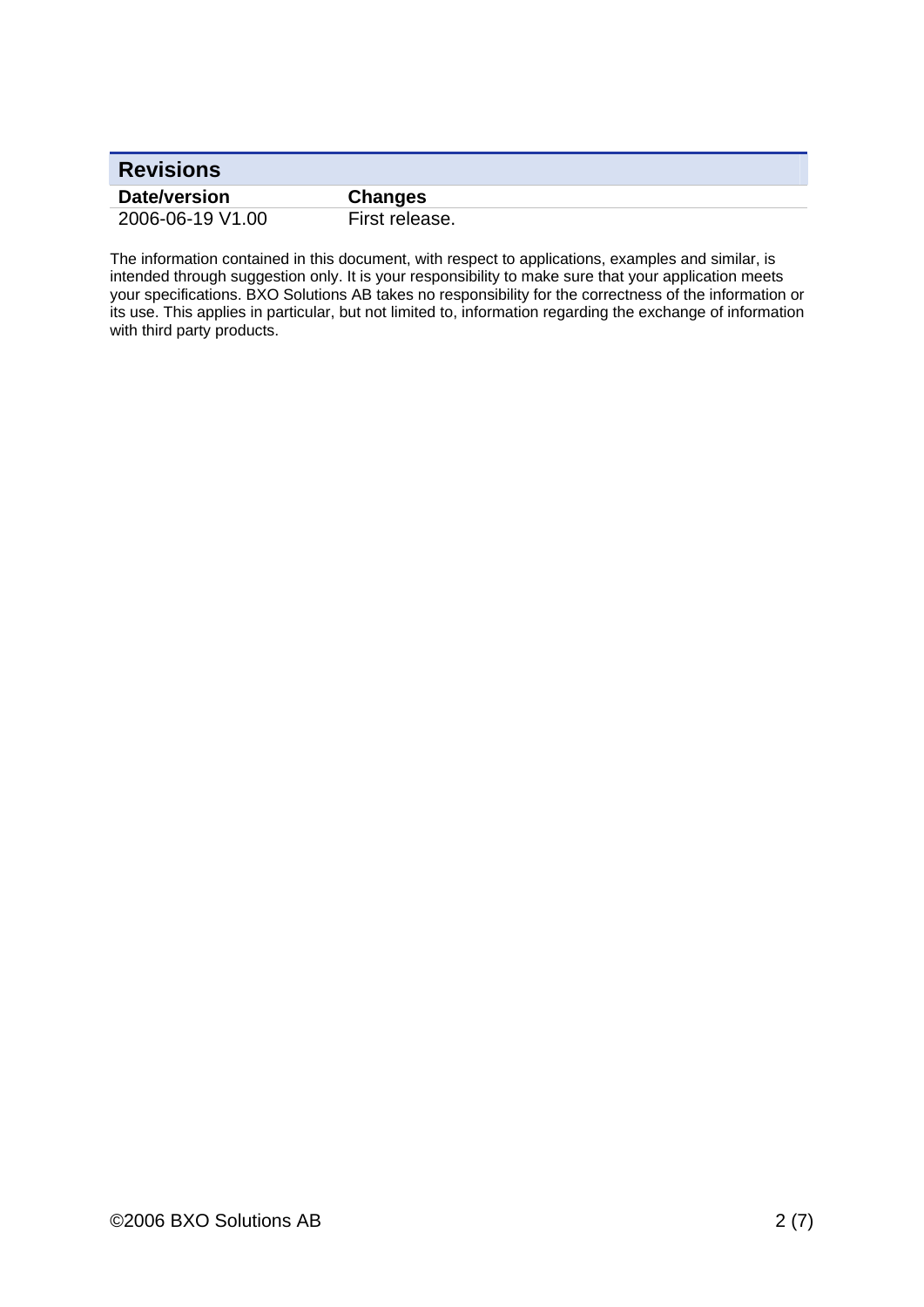## Revisions

| Date/version | Changes |
| --- | --- |
| 2006-06-19 V1.00 | First release. |

The information contained in this document, with respect to applications, examples and similar, is intended through suggestion only. It is your responsibility to make sure that your application meets your specifications. BXO Solutions AB takes no responsibility for the correctness of the information or its use. This applies in particular, but not limited to, information regarding the exchange of information with third party products.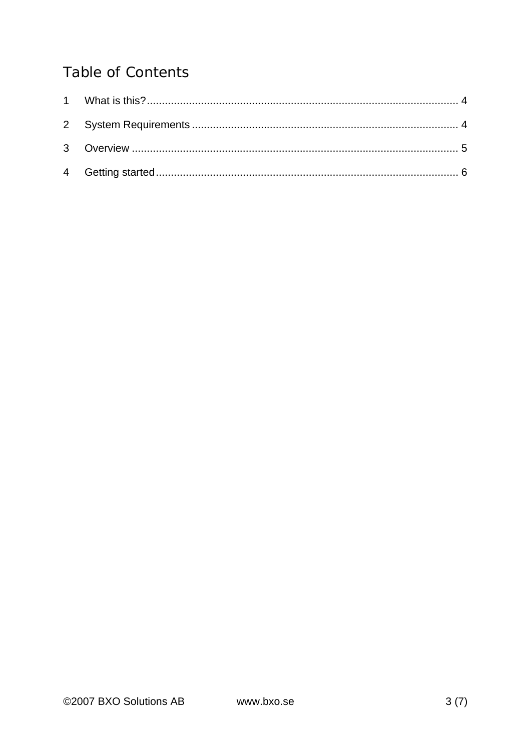# Table of Contents

1 What is this? ........................................................................................................ 4

2 System Requirements ........................................................................................ 4

3 Overview ............................................................................................................ 5

4 Getting started .................................................................................................... 6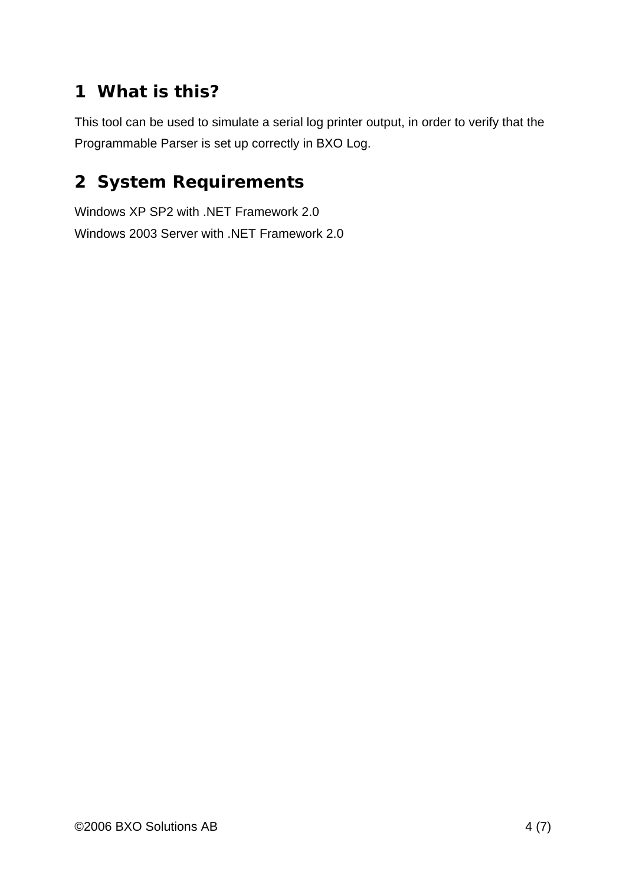# 1 What is this?

This tool can be used to simulate a serial log printer output, in order to verify that the Programmable Parser is set up correctly in BXO Log.

# 2 System Requirements

Windows XP SP2 with .NET Framework 2.0
Windows 2003 Server with .NET Framework 2.0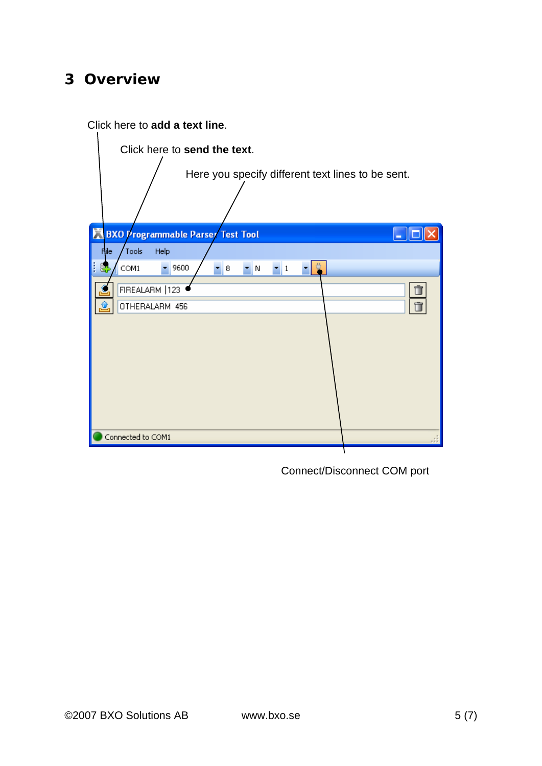# 3 Overview

Click here to **add a text line**.

Click here to **send the text**.

Here you specify different text lines to be sent.

Connect/Disconnect COM port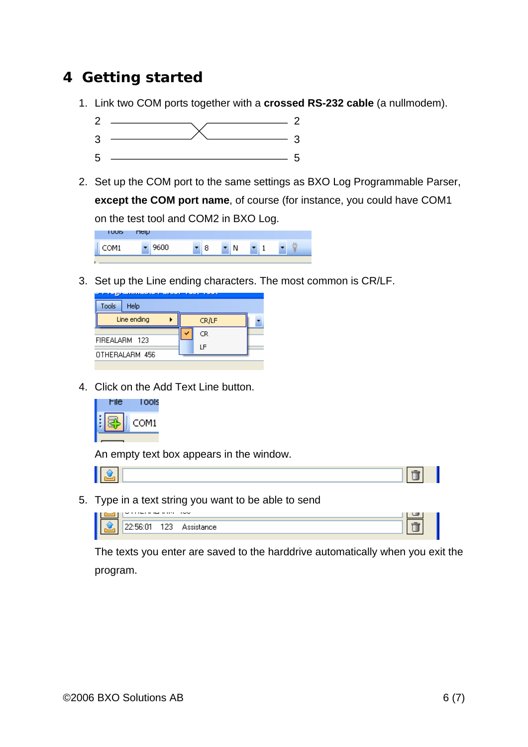# 4 Getting started

1. Link two COM ports together with a **crossed RS-232 cable** (a nullmodem).

   2 — 2 (crossed to 3)
   3 — 3 (crossed to 2)
   5 — 5

2. Set up the COM port to the same settings as BXO Log Programmable Parser, **except the COM port name**, of course (for instance, you could have COM1 on the test tool and COM2 in BXO Log.

3. Set up the Line ending characters. The most common is CR/LF.

4. Click on the Add Text Line button.

   An empty text box appears in the window.

5. Type in a text string you want to be able to send

   The texts you enter are saved to the harddrive automatically when you exit the program.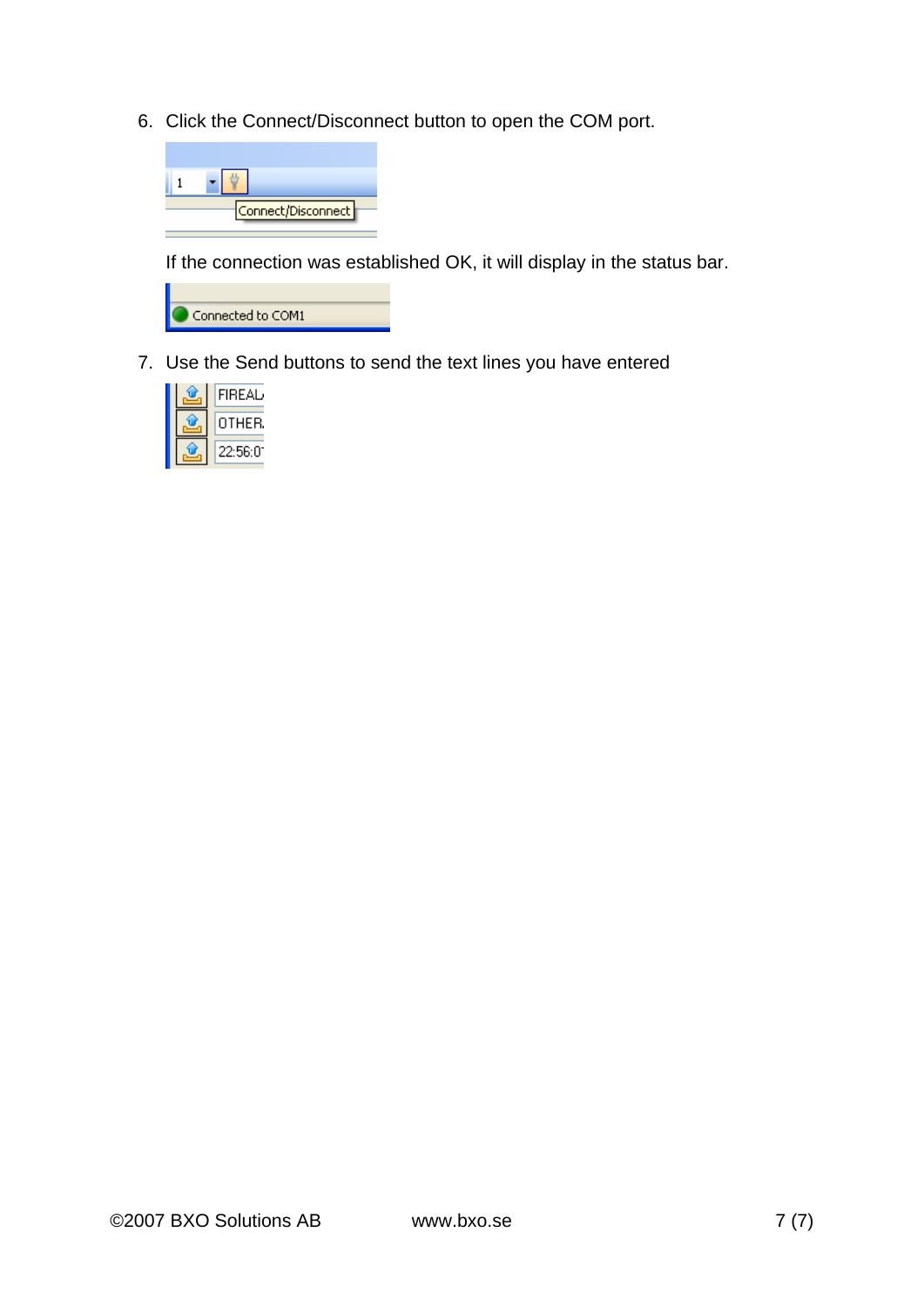6. Click the Connect/Disconnect button to open the COM port.

   If the connection was established OK, it will display in the status bar.

7. Use the Send buttons to send the text lines you have entered